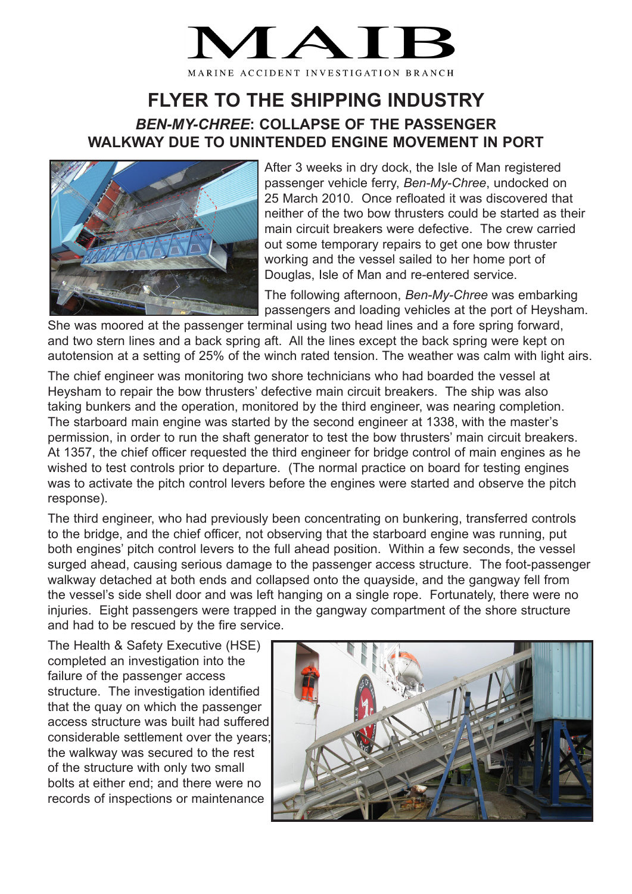# MAIB

MARINE ACCIDENT INVESTIGATION BRANCH

## FLYER TO THE SHIPPING INDUSTRY

### *BEN-MY-CHREE*: COLLAPSE OF THE PASSENGER WALKWAY DUE TO UNINTENDED ENGINE MOVEMENT IN PORT

After 3 weeks in dry dock, the Isle of Man registered passenger vehicle ferry, *Ben-My-Chree*, undocked on 25 March 2010. Once refloated it was discovered that neither of the two bow thrusters could be started as their main circuit breakers were defective. The crew carried out some temporary repairs to get one bow thruster working and the vessel sailed to her home port of Douglas, Isle of Man and re-entered service.

The following afternoon, *Ben-My-Chree* was embarking passengers and loading vehicles at the port of Heysham. She was moored at the passenger terminal using two head lines and a fore spring forward, and two stern lines and a back spring aft. All the lines except the back spring were kept on autotension at a setting of 25% of the winch rated tension. The weather was calm with light airs.

The chief engineer was monitoring two shore technicians who had boarded the vessel at Heysham to repair the bow thrusters' defective main circuit breakers. The ship was also taking bunkers and the operation, monitored by the third engineer, was nearing completion. The starboard main engine was started by the second engineer at 1338, with the master's permission, in order to run the shaft generator to test the bow thrusters' main circuit breakers. At 1357, the chief officer requested the third engineer for bridge control of main engines as he wished to test controls prior to departure. (The normal practice on board for testing engines was to activate the pitch control levers before the engines were started and observe the pitch response).

The third engineer, who had previously been concentrating on bunkering, transferred controls to the bridge, and the chief officer, not observing that the starboard engine was running, put both engines' pitch control levers to the full ahead position. Within a few seconds, the vessel surged ahead, causing serious damage to the passenger access structure. The foot-passenger walkway detached at both ends and collapsed onto the quayside, and the gangway fell from the vessel's side shell door and was left hanging on a single rope. Fortunately, there were no injuries. Eight passengers were trapped in the gangway compartment of the shore structure and had to be rescued by the fire service.

The Health & Safety Executive (HSE) completed an investigation into the failure of the passenger access structure. The investigation identified that the quay on which the passenger access structure was built had suffered considerable settlement over the years; the walkway was secured to the rest of the structure with only two small bolts at either end; and there were no records of inspections or maintenance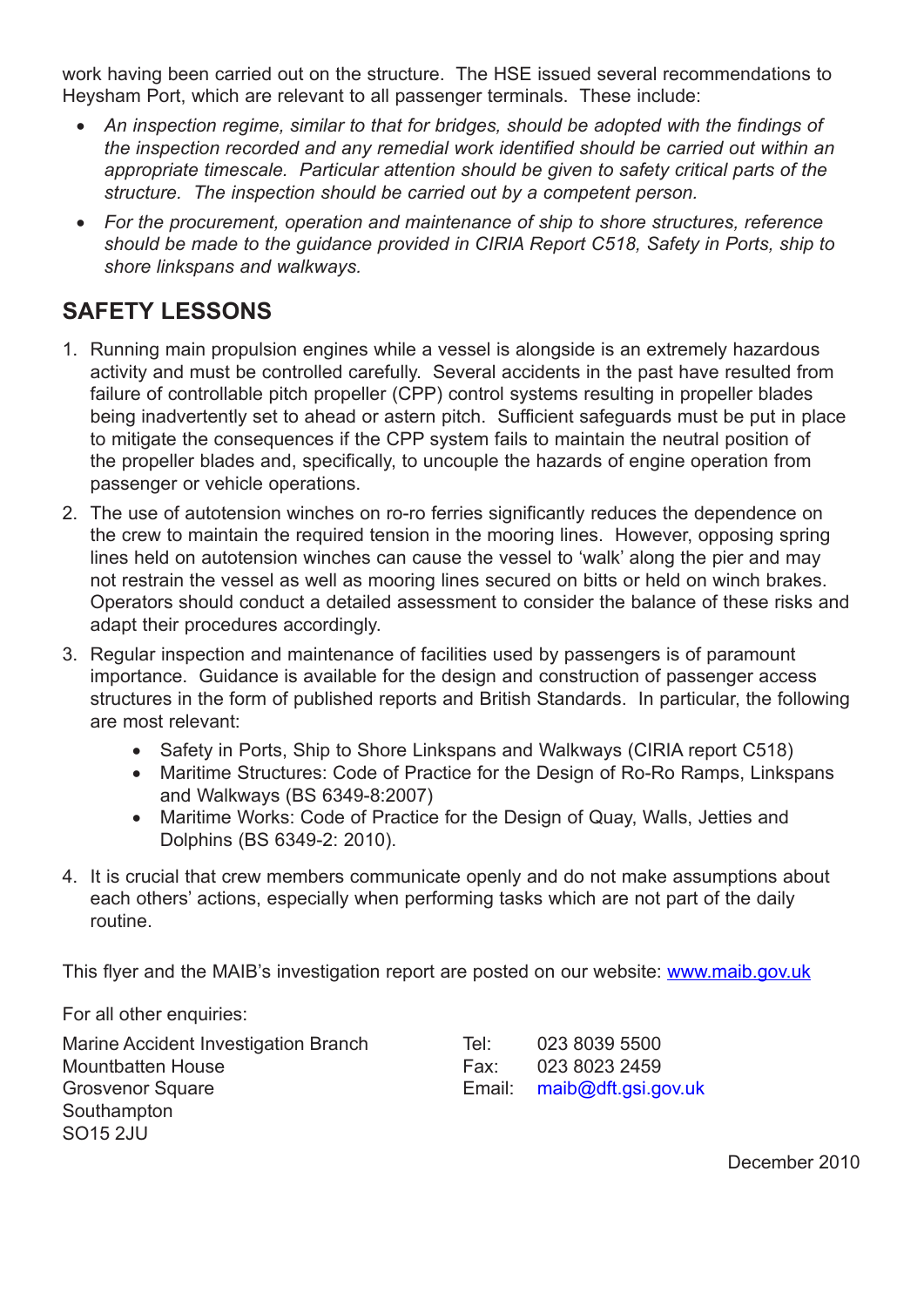work having been carried out on the structure. The HSE issued several recommendations to Heysham Port, which are relevant to all passenger terminals. These include:

- *An inspection regime, similar to that for bridges, should be adopted with the findings of the inspection recorded and any remedial work identified should be carried out within an appropriate timescale. Particular attention should be given to safety critical parts of the structure. The inspection should be carried out by a competent person.*
- *For the procurement, operation and maintenance of ship to shore structures, reference should be made to the guidance provided in CIRIA Report C518, Safety in Ports, ship to shore linkspans and walkways.*

## SAFETY LESSONS

1. Running main propulsion engines while a vessel is alongside is an extremely hazardous activity and must be controlled carefully. Several accidents in the past have resulted from failure of controllable pitch propeller (CPP) control systems resulting in propeller blades being inadvertently set to ahead or astern pitch. Sufficient safeguards must be put in place to mitigate the consequences if the CPP system fails to maintain the neutral position of the propeller blades and, specifically, to uncouple the hazards of engine operation from passenger or vehicle operations.
2. The use of autotension winches on ro-ro ferries significantly reduces the dependence on the crew to maintain the required tension in the mooring lines. However, opposing spring lines held on autotension winches can cause the vessel to 'walk' along the pier and may not restrain the vessel as well as mooring lines secured on bitts or held on winch brakes. Operators should conduct a detailed assessment to consider the balance of these risks and adapt their procedures accordingly.
3. Regular inspection and maintenance of facilities used by passengers is of paramount importance. Guidance is available for the design and construction of passenger access structures in the form of published reports and British Standards. In particular, the following are most relevant:
   - Safety in Ports, Ship to Shore Linkspans and Walkways (CIRIA report C518)
   - Maritime Structures: Code of Practice for the Design of Ro-Ro Ramps, Linkspans and Walkways (BS 6349-8:2007)
   - Maritime Works: Code of Practice for the Design of Quay, Walls, Jetties and Dolphins (BS 6349-2: 2010).
4. It is crucial that crew members communicate openly and do not make assumptions about each others' actions, especially when performing tasks which are not part of the daily routine.

This flyer and the MAIB's investigation report are posted on our website: www.maib.gov.uk

For all other enquiries:

Marine Accident Investigation Branch
Mountbatten House
Grosvenor Square
Southampton
SO15 2JU

Tel: 023 8039 5500
Fax: 023 8023 2459
Email: maib@dft.gsi.gov.uk

December 2010